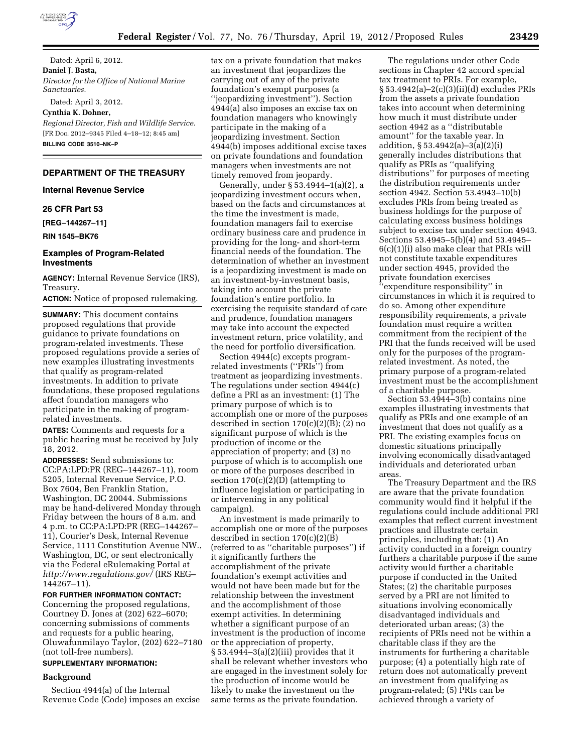Dated: April 6, 2012.

**Daniel J. Basta,**

*Director for the Office of National Marine Sanctuaries.*

Dated: April 3, 2012.

**Cynthia K. Dohner,**

*Regional Director, Fish and Wildlife Service.*

[FR Doc. 2012–9345 Filed 4–18–12; 8:45 am]

**BILLING CODE 3510–NK–P**

## DEPARTMENT OF THE TREASURY

### Internal Revenue Service

### 26 CFR Part 53

**[REG–144267–11]**

**RIN 1545–BK76**

### Examples of Program-Related Investments

**AGENCY:** Internal Revenue Service (IRS), Treasury.

**ACTION:** Notice of proposed rulemaking.

**SUMMARY:** This document contains proposed regulations that provide guidance to private foundations on program-related investments. These proposed regulations provide a series of new examples illustrating investments that qualify as program-related investments. In addition to private foundations, these proposed regulations affect foundation managers who participate in the making of program-related investments.

**DATES:** Comments and requests for a public hearing must be received by July 18, 2012.

**ADDRESSES:** Send submissions to: CC:PA:LPD:PR (REG–144267–11), room 5205, Internal Revenue Service, P.O. Box 7604, Ben Franklin Station, Washington, DC 20044. Submissions may be hand-delivered Monday through Friday between the hours of 8 a.m. and 4 p.m. to CC:PA:LPD:PR (REG–144267–11), Courier's Desk, Internal Revenue Service, 1111 Constitution Avenue NW., Washington, DC, or sent electronically via the Federal eRulemaking Portal at *http://www.regulations.gov/* (IRS REG–144267–11).

**FOR FURTHER INFORMATION CONTACT:** Concerning the proposed regulations, Courtney D. Jones at (202) 622–6070; concerning submissions of comments and requests for a public hearing, Oluwafunmilayo Taylor, (202) 622–7180 (not toll-free numbers).

**SUPPLEMENTARY INFORMATION:**

#### Background

Section 4944(a) of the Internal Revenue Code (Code) imposes an excise tax on a private foundation that makes an investment that jeopardizes the carrying out of any of the private foundation's exempt purposes (a ''jeopardizing investment''). Section 4944(a) also imposes an excise tax on foundation managers who knowingly participate in the making of a jeopardizing investment. Section 4944(b) imposes additional excise taxes on private foundations and foundation managers when investments are not timely removed from jeopardy.

Generally, under § 53.4944–1(a)(2), a jeopardizing investment occurs when, based on the facts and circumstances at the time the investment is made, foundation managers fail to exercise ordinary business care and prudence in providing for the long- and short-term financial needs of the foundation. The determination of whether an investment is a jeopardizing investment is made on an investment-by-investment basis, taking into account the private foundation's entire portfolio. In exercising the requisite standard of care and prudence, foundation managers may take into account the expected investment return, price volatility, and the need for portfolio diversification.

Section 4944(c) excepts program-related investments (''PRIs'') from treatment as jeopardizing investments. The regulations under section 4944(c) define a PRI as an investment: (1) The primary purpose of which is to accomplish one or more of the purposes described in section 170(c)(2)(B); (2) no significant purpose of which is the production of income or the appreciation of property; and (3) no purpose of which is to accomplish one or more of the purposes described in section 170(c)(2)(D) (attempting to influence legislation or participating in or intervening in any political campaign).

An investment is made primarily to accomplish one or more of the purposes described in section 170(c)(2)(B) (referred to as ''charitable purposes'') if it significantly furthers the accomplishment of the private foundation's exempt activities and would not have been made but for the relationship between the investment and the accomplishment of those exempt activities. In determining whether a significant purpose of an investment is the production of income or the appreciation of property, § 53.4944–3(a)(2)(iii) provides that it shall be relevant whether investors who are engaged in the investment solely for the production of income would be likely to make the investment on the same terms as the private foundation.

The regulations under other Code sections in Chapter 42 accord special tax treatment to PRIs. For example, § 53.4942(a)–2(c)(3)(ii)(d) excludes PRIs from the assets a private foundation takes into account when determining how much it must distribute under section 4942 as a ''distributable amount'' for the taxable year. In addition, § 53.4942(a)–3(a)(2)(i) generally includes distributions that qualify as PRIs as ''qualifying distributions'' for purposes of meeting the distribution requirements under section 4942. Section 53.4943–10(b) excludes PRIs from being treated as business holdings for the purpose of calculating excess business holdings subject to excise tax under section 4943. Sections 53.4945–5(b)(4) and 53.4945–6(c)(1)(i) also make clear that PRIs will not constitute taxable expenditures under section 4945, provided the private foundation exercises ''expenditure responsibility'' in circumstances in which it is required to do so. Among other expenditure responsibility requirements, a private foundation must require a written commitment from the recipient of the PRI that the funds received will be used only for the purposes of the program-related investment. As noted, the primary purpose of a program-related investment must be the accomplishment of a charitable purpose.

Section 53.4944–3(b) contains nine examples illustrating investments that qualify as PRIs and one example of an investment that does not qualify as a PRI. The existing examples focus on domestic situations principally involving economically disadvantaged individuals and deteriorated urban areas.

The Treasury Department and the IRS are aware that the private foundation community would find it helpful if the regulations could include additional PRI examples that reflect current investment practices and illustrate certain principles, including that: (1) An activity conducted in a foreign country furthers a charitable purpose if the same activity would further a charitable purpose if conducted in the United States; (2) the charitable purposes served by a PRI are not limited to situations involving economically disadvantaged individuals and deteriorated urban areas; (3) the recipients of PRIs need not be within a charitable class if they are the instruments for furthering a charitable purpose; (4) a potentially high rate of return does not automatically prevent an investment from qualifying as program-related; (5) PRIs can be achieved through a variety of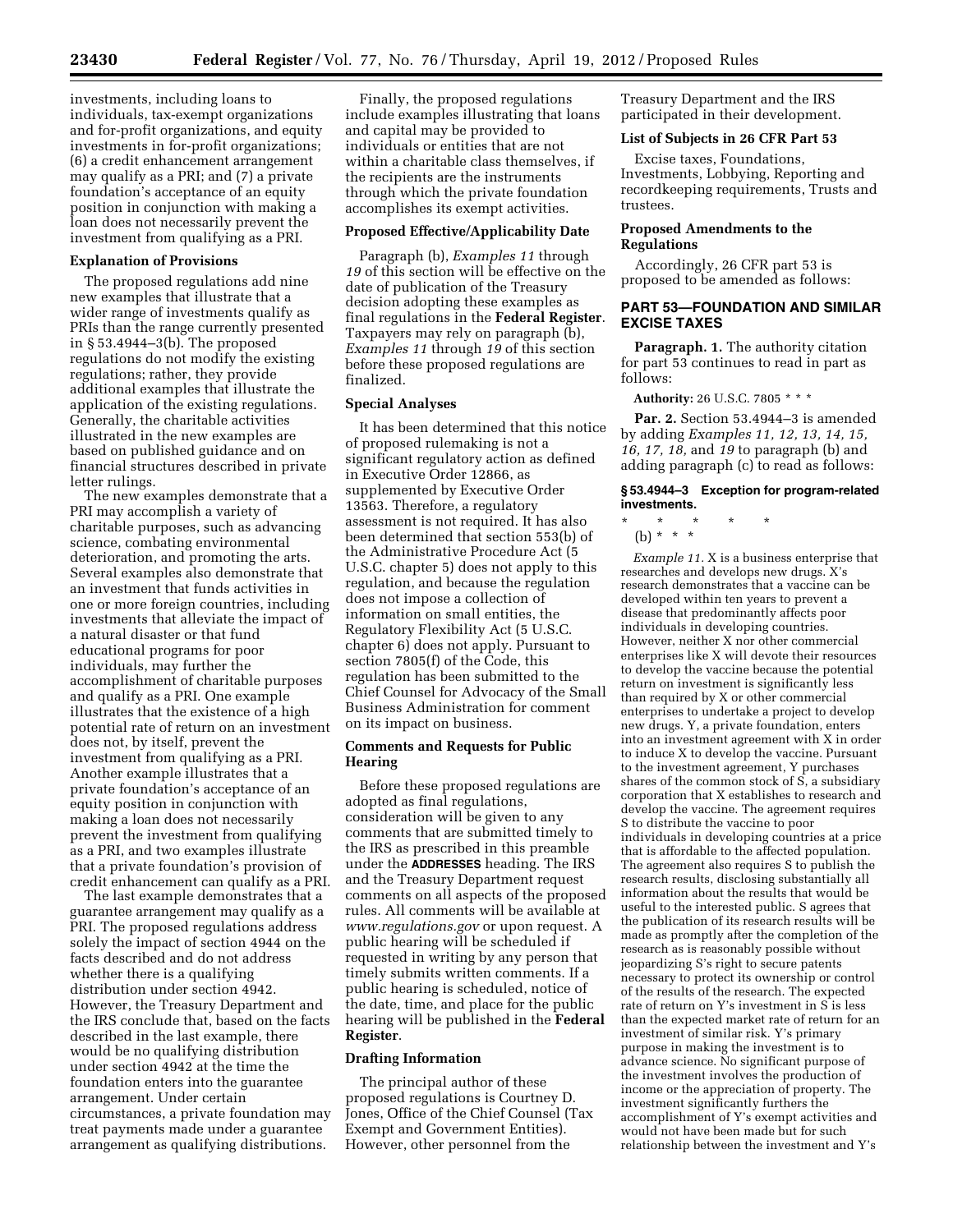investments, including loans to individuals, tax-exempt organizations and for-profit organizations, and equity investments in for-profit organizations; (6) a credit enhancement arrangement may qualify as a PRI; and (7) a private foundation's acceptance of an equity position in conjunction with making a loan does not necessarily prevent the investment from qualifying as a PRI.

### Explanation of Provisions

The proposed regulations add nine new examples that illustrate that a wider range of investments qualify as PRIs than the range currently presented in § 53.4944–3(b). The proposed regulations do not modify the existing regulations; rather, they provide additional examples that illustrate the application of the existing regulations. Generally, the charitable activities illustrated in the new examples are based on published guidance and on financial structures described in private letter rulings.

The new examples demonstrate that a PRI may accomplish a variety of charitable purposes, such as advancing science, combating environmental deterioration, and promoting the arts. Several examples also demonstrate that an investment that funds activities in one or more foreign countries, including investments that alleviate the impact of a natural disaster or that fund educational programs for poor individuals, may further the accomplishment of charitable purposes and qualify as a PRI. One example illustrates that the existence of a high potential rate of return on an investment does not, by itself, prevent the investment from qualifying as a PRI. Another example illustrates that a private foundation's acceptance of an equity position in conjunction with making a loan does not necessarily prevent the investment from qualifying as a PRI, and two examples illustrate that a private foundation's provision of credit enhancement can qualify as a PRI.

The last example demonstrates that a guarantee arrangement may qualify as a PRI. The proposed regulations address solely the impact of section 4944 on the facts described and do not address whether there is a qualifying distribution under section 4942. However, the Treasury Department and the IRS conclude that, based on the facts described in the last example, there would be no qualifying distribution under section 4942 at the time the foundation enters into the guarantee arrangement. Under certain circumstances, a private foundation may treat payments made under a guarantee arrangement as qualifying distributions.

Finally, the proposed regulations include examples illustrating that loans and capital may be provided to individuals or entities that are not within a charitable class themselves, if the recipients are the instruments through which the private foundation accomplishes its exempt activities.

### Proposed Effective/Applicability Date

Paragraph (b), *Examples 11* through *19* of this section will be effective on the date of publication of the Treasury decision adopting these examples as final regulations in the **Federal Register**. Taxpayers may rely on paragraph (b), *Examples 11* through *19* of this section before these proposed regulations are finalized.

### Special Analyses

It has been determined that this notice of proposed rulemaking is not a significant regulatory action as defined in Executive Order 12866, as supplemented by Executive Order 13563. Therefore, a regulatory assessment is not required. It has also been determined that section 553(b) of the Administrative Procedure Act (5 U.S.C. chapter 5) does not apply to this regulation, and because the regulation does not impose a collection of information on small entities, the Regulatory Flexibility Act (5 U.S.C. chapter 6) does not apply. Pursuant to section 7805(f) of the Code, this regulation has been submitted to the Chief Counsel for Advocacy of the Small Business Administration for comment on its impact on business.

### Comments and Requests for Public Hearing

Before these proposed regulations are adopted as final regulations, consideration will be given to any comments that are submitted timely to the IRS as prescribed in this preamble under the **ADDRESSES** heading. The IRS and the Treasury Department request comments on all aspects of the proposed rules. All comments will be available at *www.regulations.gov* or upon request. A public hearing will be scheduled if requested in writing by any person that timely submits written comments. If a public hearing is scheduled, notice of the date, time, and place for the public hearing will be published in the **Federal Register**.

### Drafting Information

The principal author of these proposed regulations is Courtney D. Jones, Office of the Chief Counsel (Tax Exempt and Government Entities). However, other personnel from the Treasury Department and the IRS participated in their development.

### List of Subjects in 26 CFR Part 53

Excise taxes, Foundations, Investments, Lobbying, Reporting and recordkeeping requirements, Trusts and trustees.

### Proposed Amendments to the Regulations

Accordingly, 26 CFR part 53 is proposed to be amended as follows:

## PART 53—FOUNDATION AND SIMILAR EXCISE TAXES

**Paragraph. 1.** The authority citation for part 53 continues to read in part as follows:

**Authority:** 26 U.S.C. 7805 * * *

**Par. 2.** Section 53.4944–3 is amended by adding *Examples 11, 12, 13, 14, 15, 16, 17, 18,* and *19* to paragraph (b) and adding paragraph (c) to read as follows:

### § 53.4944–3 Exception for program-related investments.

\* \* \* \* \*

(b) * * *

*Example 11.* X is a business enterprise that researches and develops new drugs. X's research demonstrates that a vaccine can be developed within ten years to prevent a disease that predominantly affects poor individuals in developing countries. However, neither X nor other commercial enterprises like X will devote their resources to develop the vaccine because the potential return on investment is significantly less than required by X or other commercial enterprises to undertake a project to develop new drugs. Y, a private foundation, enters into an investment agreement with X in order to induce X to develop the vaccine. Pursuant to the investment agreement, Y purchases shares of the common stock of S, a subsidiary corporation that X establishes to research and develop the vaccine. The agreement requires S to distribute the vaccine to poor individuals in developing countries at a price that is affordable to the affected population. The agreement also requires S to publish the research results, disclosing substantially all information about the results that would be useful to the interested public. S agrees that the publication of its research results will be made as promptly after the completion of the research as is reasonably possible without jeopardizing S's right to secure patents necessary to protect its ownership or control of the results of the research. The expected rate of return on Y's investment in S is less than the expected market rate of return for an investment of similar risk. Y's primary purpose in making the investment is to advance science. No significant purpose of the investment involves the production of income or the appreciation of property. The investment significantly furthers the accomplishment of Y's exempt activities and would not have been made but for such relationship between the investment and Y's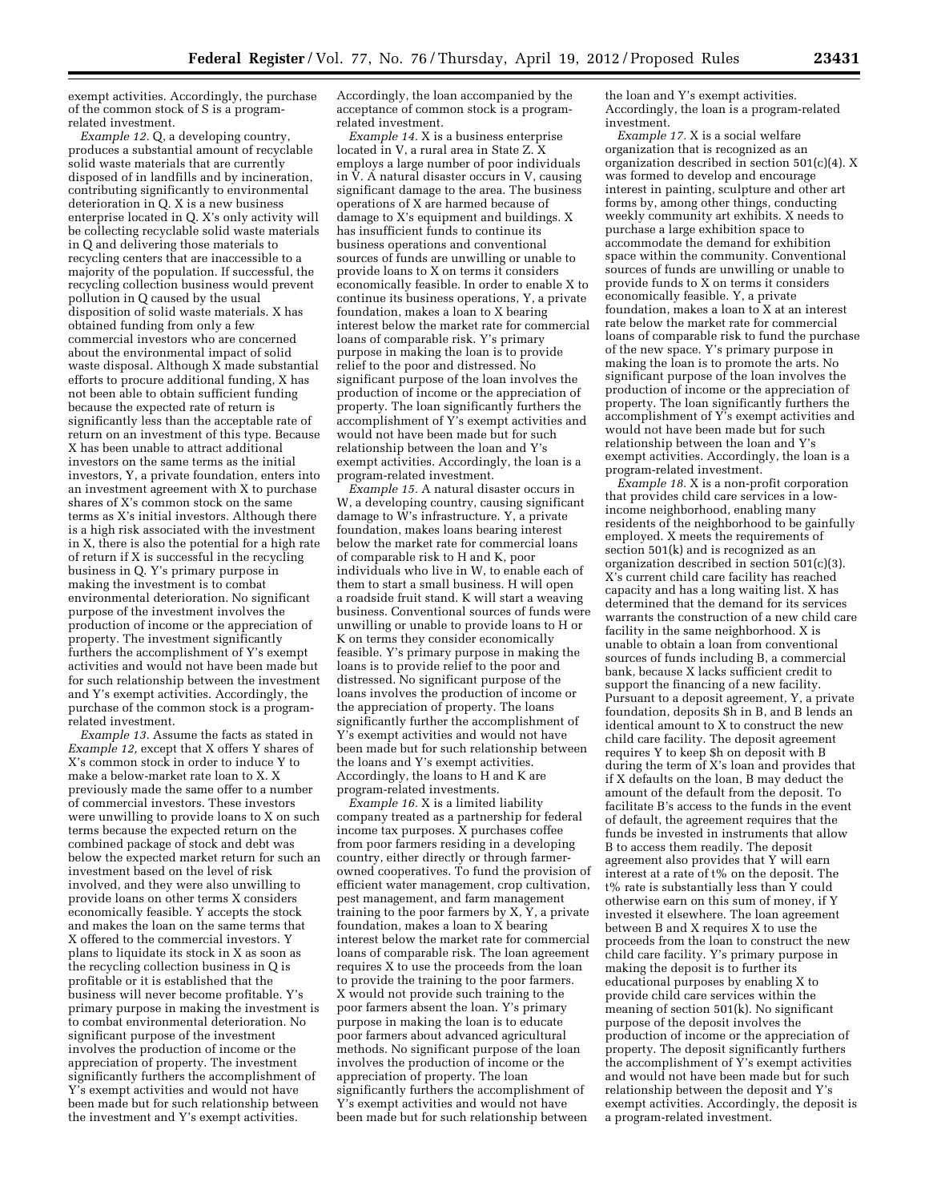exempt activities. Accordingly, the purchase of the common stock of S is a program-related investment.

*Example 12.* Q, a developing country, produces a substantial amount of recyclable solid waste materials that are currently disposed of in landfills and by incineration, contributing significantly to environmental deterioration in Q. X is a new business enterprise located in Q. X's only activity will be collecting recyclable solid waste materials in Q and delivering those materials to recycling centers that are inaccessible to a majority of the population. If successful, the recycling collection business would prevent pollution in Q caused by the usual disposition of solid waste materials. X has obtained funding from only a few commercial investors who are concerned about the environmental impact of solid waste disposal. Although X made substantial efforts to procure additional funding, X has not been able to obtain sufficient funding because the expected rate of return is significantly less than the acceptable rate of return on an investment of this type. Because X has been unable to attract additional investors on the same terms as the initial investors, Y, a private foundation, enters into an investment agreement with X to purchase shares of X's common stock on the same terms as X's initial investors. Although there is a high risk associated with the investment in X, there is also the potential for a high rate of return if X is successful in the recycling business in Q. Y's primary purpose in making the investment is to combat environmental deterioration. No significant purpose of the investment involves the production of income or the appreciation of property. The investment significantly furthers the accomplishment of Y's exempt activities and would not have been made but for such relationship between the investment and Y's exempt activities. Accordingly, the purchase of the common stock is a program-related investment.

*Example 13.* Assume the facts as stated in *Example 12,* except that X offers Y shares of X's common stock in order to induce Y to make a below-market rate loan to X. X previously made the same offer to a number of commercial investors. These investors were unwilling to provide loans to X on such terms because the expected return on the combined package of stock and debt was below the expected market return for such an investment based on the level of risk involved, and they were also unwilling to provide loans on other terms X considers economically feasible. Y accepts the stock and makes the loan on the same terms that X offered to the commercial investors. Y plans to liquidate its stock in X as soon as the recycling collection business in Q is profitable or it is established that the business will never become profitable. Y's primary purpose in making the investment is to combat environmental deterioration. No significant purpose of the investment involves the production of income or the appreciation of property. The investment significantly furthers the accomplishment of Y's exempt activities and would not have been made but for such relationship between the investment and Y's exempt activities. Accordingly, the loan accompanied by the acceptance of common stock is a program-related investment.

*Example 14.* X is a business enterprise located in V, a rural area in State Z. X employs a large number of poor individuals in V. A natural disaster occurs in V, causing significant damage to the area. The business operations of X are harmed because of damage to X's equipment and buildings. X has insufficient funds to continue its business operations and conventional sources of funds are unwilling or unable to provide loans to X on terms it considers economically feasible. In order to enable X to continue its business operations, Y, a private foundation, makes a loan to X bearing interest below the market rate for commercial loans of comparable risk. Y's primary purpose in making the loan is to provide relief to the poor and distressed. No significant purpose of the loan involves the production of income or the appreciation of property. The loan significantly furthers the accomplishment of Y's exempt activities and would not have been made but for such relationship between the loan and Y's exempt activities. Accordingly, the loan is a program-related investment.

*Example 15.* A natural disaster occurs in W, a developing country, causing significant damage to W's infrastructure. Y, a private foundation, makes loans bearing interest below the market rate for commercial loans of comparable risk to H and K, poor individuals who live in W, to enable each of them to start a small business. H will open a roadside fruit stand. K will start a weaving business. Conventional sources of funds were unwilling or unable to provide loans to H or K on terms they consider economically feasible. Y's primary purpose in making the loans is to provide relief to the poor and distressed. No significant purpose of the loans involves the production of income or the appreciation of property. The loans significantly further the accomplishment of Y's exempt activities and would not have been made but for such relationship between the loans and Y's exempt activities. Accordingly, the loans to H and K are program-related investments.

*Example 16.* X is a limited liability company treated as a partnership for federal income tax purposes. X purchases coffee from poor farmers residing in a developing country, either directly or through farmer-owned cooperatives. To fund the provision of efficient water management, crop cultivation, pest management, and farm management training to the poor farmers by X, Y, a private foundation, makes a loan to X bearing interest below the market rate for commercial loans of comparable risk. The loan agreement requires X to use the proceeds from the loan to provide the training to the poor farmers. X would not provide such training to the poor farmers absent the loan. Y's primary purpose in making the loan is to educate poor farmers about advanced agricultural methods. No significant purpose of the loan involves the production of income or the appreciation of property. The loan significantly furthers the accomplishment of Y's exempt activities and would not have been made but for such relationship between the loan and Y's exempt activities. Accordingly, the loan is a program-related investment.

*Example 17.* X is a social welfare organization that is recognized as an organization described in section 501(c)(4). X was formed to develop and encourage interest in painting, sculpture and other art forms by, among other things, conducting weekly community art exhibits. X needs to purchase a large exhibition space to accommodate the demand for exhibition space within the community. Conventional sources of funds are unwilling or unable to provide funds to X on terms it considers economically feasible. Y, a private foundation, makes a loan to X at an interest rate below the market rate for commercial loans of comparable risk to fund the purchase of the new space. Y's primary purpose in making the loan is to promote the arts. No significant purpose of the loan involves the production of income or the appreciation of property. The loan significantly furthers the accomplishment of Y's exempt activities and would not have been made but for such relationship between the loan and Y's exempt activities. Accordingly, the loan is a program-related investment.

*Example 18.* X is a non-profit corporation that provides child care services in a low-income neighborhood, enabling many residents of the neighborhood to be gainfully employed. X meets the requirements of section 501(k) and is recognized as an organization described in section 501(c)(3). X's current child care facility has reached capacity and has a long waiting list. X has determined that the demand for its services warrants the construction of a new child care facility in the same neighborhood. X is unable to obtain a loan from conventional sources of funds including B, a commercial bank, because X lacks sufficient credit to support the financing of a new facility. Pursuant to a deposit agreement, Y, a private foundation, deposits $h in B, and B lends an identical amount to X to construct the new child care facility. The deposit agreement requires Y to keep $h on deposit with B during the term of X's loan and provides that if X defaults on the loan, B may deduct the amount of the default from the deposit. To facilitate B's access to the funds in the event of default, the agreement requires that the funds be invested in instruments that allow B to access them readily. The deposit agreement also provides that Y will earn interest at a rate of t% on the deposit. The t% rate is substantially less than Y could otherwise earn on this sum of money, if Y invested it elsewhere. The loan agreement between B and X requires X to use the proceeds from the loan to construct the new child care facility. Y's primary purpose in making the deposit is to further its educational purposes by enabling X to provide child care services within the meaning of section 501(k). No significant purpose of the deposit involves the production of income or the appreciation of property. The deposit significantly furthers the accomplishment of Y's exempt activities and would not have been made but for such relationship between the deposit and Y's exempt activities. Accordingly, the deposit is a program-related investment.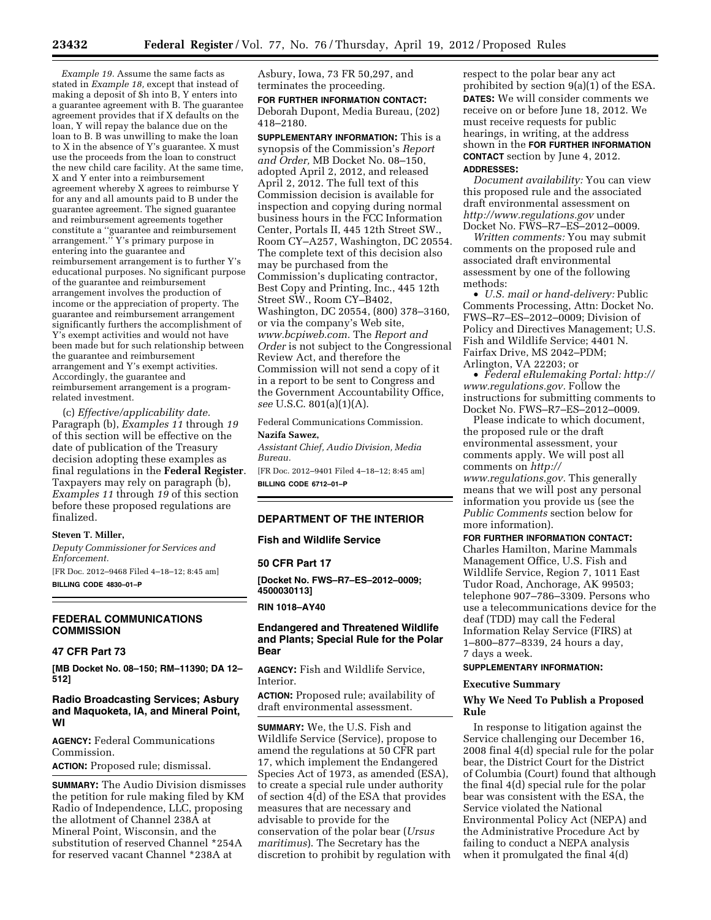*Example 19.* Assume the same facts as stated in *Example 18,* except that instead of making a deposit of $h into B, Y enters into a guarantee agreement with B. The guarantee agreement provides that if X defaults on the loan, Y will repay the balance due on the loan to B. B was unwilling to make the loan to X in the absence of Y's guarantee. X must use the proceeds from the loan to construct the new child care facility. At the same time, X and Y enter into a reimbursement agreement whereby X agrees to reimburse Y for any and all amounts paid to B under the guarantee agreement. The signed guarantee and reimbursement agreements together constitute a ''guarantee and reimbursement arrangement.'' Y's primary purpose in entering into the guarantee and reimbursement arrangement is to further Y's educational purposes. No significant purpose of the guarantee and reimbursement arrangement involves the production of income or the appreciation of property. The guarantee and reimbursement arrangement significantly furthers the accomplishment of Y's exempt activities and would not have been made but for such relationship between the guarantee and reimbursement arrangement and Y's exempt activities. Accordingly, the guarantee and reimbursement arrangement is a program-related investment.

(c) *Effective/applicability date.* Paragraph (b), *Examples 11* through *19* of this section will be effective on the date of publication of the Treasury decision adopting these examples as final regulations in the **Federal Register**. Taxpayers may rely on paragraph (b), *Examples 11* through *19* of this section before these proposed regulations are finalized.

**Steven T. Miller,**

*Deputy Commissioner for Services and Enforcement.*

[FR Doc. 2012–9468 Filed 4–18–12; 8:45 am]

**BILLING CODE 4830–01–P**

## FEDERAL COMMUNICATIONS COMMISSION

### 47 CFR Part 73

**[MB Docket No. 08–150; RM–11390; DA 12–512]**

### Radio Broadcasting Services; Asbury and Maquoketa, IA, and Mineral Point, WI

**AGENCY:** Federal Communications Commission.

**ACTION:** Proposed rule; dismissal.

**SUMMARY:** The Audio Division dismisses the petition for rule making filed by KM Radio of Independence, LLC, proposing the allotment of Channel 238A at Mineral Point, Wisconsin, and the substitution of reserved Channel *254A for reserved vacant Channel *238A at Asbury, Iowa, 73 FR 50,297, and terminates the proceeding.

**FOR FURTHER INFORMATION CONTACT:** Deborah Dupont, Media Bureau, (202) 418–2180.

**SUPPLEMENTARY INFORMATION:** This is a synopsis of the Commission's *Report and Order,* MB Docket No. 08–150, adopted April 2, 2012, and released April 2, 2012. The full text of this Commission decision is available for inspection and copying during normal business hours in the FCC Information Center, Portals II, 445 12th Street SW., Room CY–A257, Washington, DC 20554. The complete text of this decision also may be purchased from the Commission's duplicating contractor, Best Copy and Printing, Inc., 445 12th Street SW., Room CY–B402, Washington, DC 20554, (800) 378–3160, or via the company's Web site, *www.bcpiweb.com.* The *Report and Order* is not subject to the Congressional Review Act, and therefore the Commission will not send a copy of it in a report to be sent to Congress and the Government Accountability Office, *see* U.S.C. 801(a)(1)(A).

Federal Communications Commission.

**Nazifa Sawez,**

*Assistant Chief, Audio Division, Media Bureau.*

[FR Doc. 2012–9401 Filed 4–18–12; 8:45 am]

**BILLING CODE 6712–01–P**

## DEPARTMENT OF THE INTERIOR

### Fish and Wildlife Service

### 50 CFR Part 17

**[Docket No. FWS–R7–ES–2012–0009; 4500030113]**

**RIN 1018–AY40**

### Endangered and Threatened Wildlife and Plants; Special Rule for the Polar Bear

**AGENCY:** Fish and Wildlife Service, Interior.

**ACTION:** Proposed rule; availability of draft environmental assessment.

**SUMMARY:** We, the U.S. Fish and Wildlife Service (Service), propose to amend the regulations at 50 CFR part 17, which implement the Endangered Species Act of 1973, as amended (ESA), to create a special rule under authority of section 4(d) of the ESA that provides measures that are necessary and advisable to provide for the conservation of the polar bear (*Ursus maritimus*). The Secretary has the discretion to prohibit by regulation with respect to the polar bear any act prohibited by section 9(a)(1) of the ESA.

**DATES:** We will consider comments we receive on or before June 18, 2012. We must receive requests for public hearings, in writing, at the address shown in the **FOR FURTHER INFORMATION CONTACT** section by June 4, 2012.

**ADDRESSES:**

*Document availability:* You can view this proposed rule and the associated draft environmental assessment on *http://www.regulations.gov* under Docket No. FWS–R7–ES–2012–0009.

*Written comments:* You may submit comments on the proposed rule and associated draft environmental assessment by one of the following methods:

- *U.S. mail or hand-delivery:* Public Comments Processing, Attn: Docket No. FWS–R7–ES–2012–0009; Division of Policy and Directives Management; U.S. Fish and Wildlife Service; 4401 N. Fairfax Drive, MS 2042–PDM; Arlington, VA 22203; or
- *Federal eRulemaking Portal: http://www.regulations.gov.* Follow the instructions for submitting comments to Docket No. FWS–R7–ES–2012–0009.

Please indicate to which document, the proposed rule or the draft environmental assessment, your comments apply. We will post all comments on *http://www.regulations.gov.* This generally means that we will post any personal information you provide us (see the *Public Comments* section below for more information).

**FOR FURTHER INFORMATION CONTACT:** Charles Hamilton, Marine Mammals Management Office, U.S. Fish and Wildlife Service, Region 7, 1011 East Tudor Road, Anchorage, AK 99503; telephone 907–786–3309. Persons who use a telecommunications device for the deaf (TDD) may call the Federal Information Relay Service (FIRS) at 1–800–877–8339, 24 hours a day, 7 days a week.

**SUPPLEMENTARY INFORMATION:**

#### Executive Summary

#### Why We Need To Publish a Proposed Rule

In response to litigation against the Service challenging our December 16, 2008 final 4(d) special rule for the polar bear, the District Court for the District of Columbia (Court) found that although the final 4(d) special rule for the polar bear was consistent with the ESA, the Service violated the National Environmental Policy Act (NEPA) and the Administrative Procedure Act by failing to conduct a NEPA analysis when it promulgated the final 4(d)